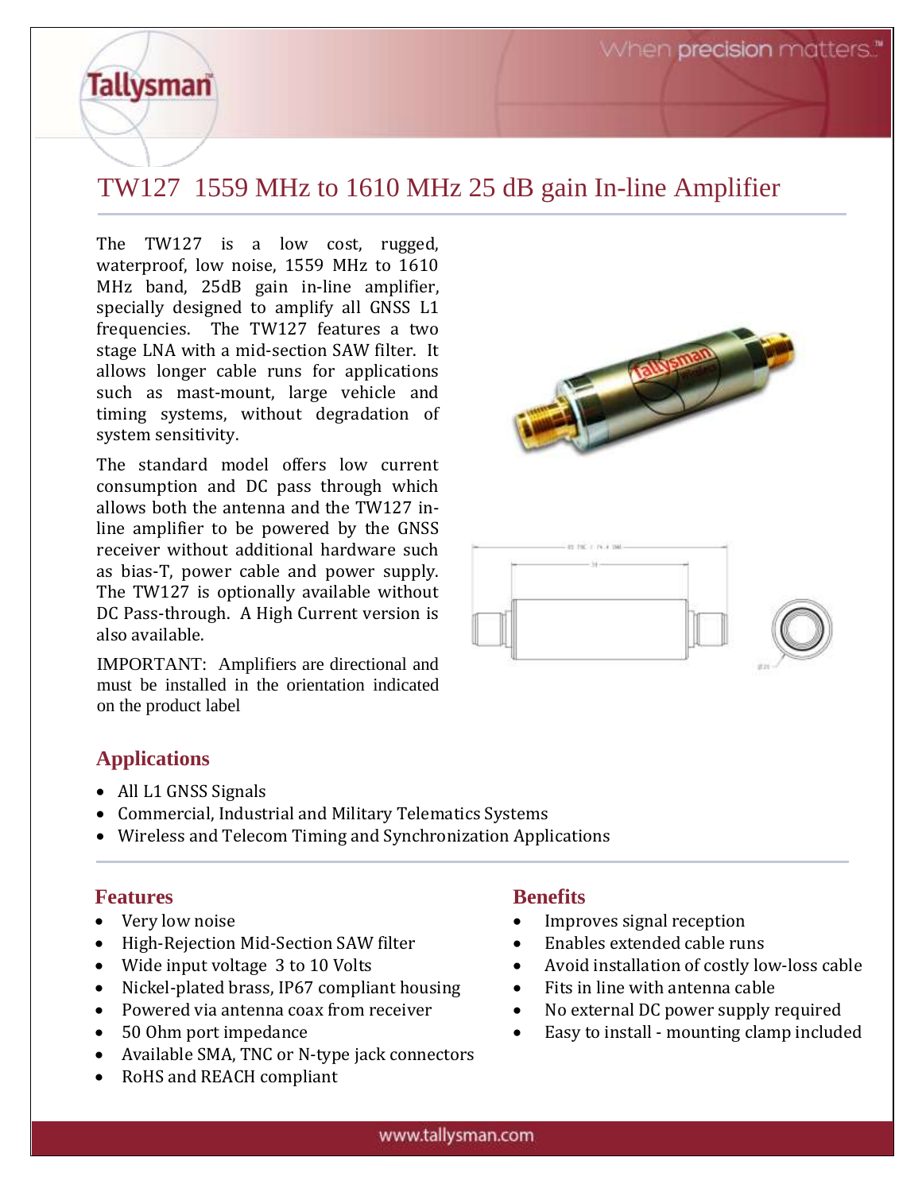# TW127 1559 MHz to 1610 MHz 25 dB gain In-line Amplifier

The TW127 is a low cost, rugged, waterproof, low noise, 1559 MHz to 1610 MHz band, 25dB gain in-line amplifier, specially designed to amplify all GNSS L1 frequencies. The TW127 features a two stage LNA with a mid-section SAW filter. It allows longer cable runs for applications such as mast-mount, large vehicle and timing systems, without degradation of system sensitivity.

The standard model offers low current consumption and DC pass through which allows both the antenna and the TW127 in-line amplifier to be powered by the GNSS receiver without additional hardware such as bias-T, power cable and power supply. The TW127 is optionally available without DC Pass-through. A High Current version is also available.

IMPORTANT: Amplifiers are directional and must be installed in the orientation indicated on the product label

## Applications

- All L1 GNSS Signals
- Commercial, Industrial and Military Telematics Systems
- Wireless and Telecom Timing and Synchronization Applications

## Features

- Very low noise
- High-Rejection Mid-Section SAW filter
- Wide input voltage 3 to 10 Volts
- Nickel-plated brass, IP67 compliant housing
- Powered via antenna coax from receiver
- 50 Ohm port impedance
- Available SMA, TNC or N-type jack connectors
- RoHS and REACH compliant

## Benefits

- Improves signal reception
- Enables extended cable runs
- Avoid installation of costly low-loss cable
- Fits in line with antenna cable
- No external DC power supply required
- Easy to install - mounting clamp included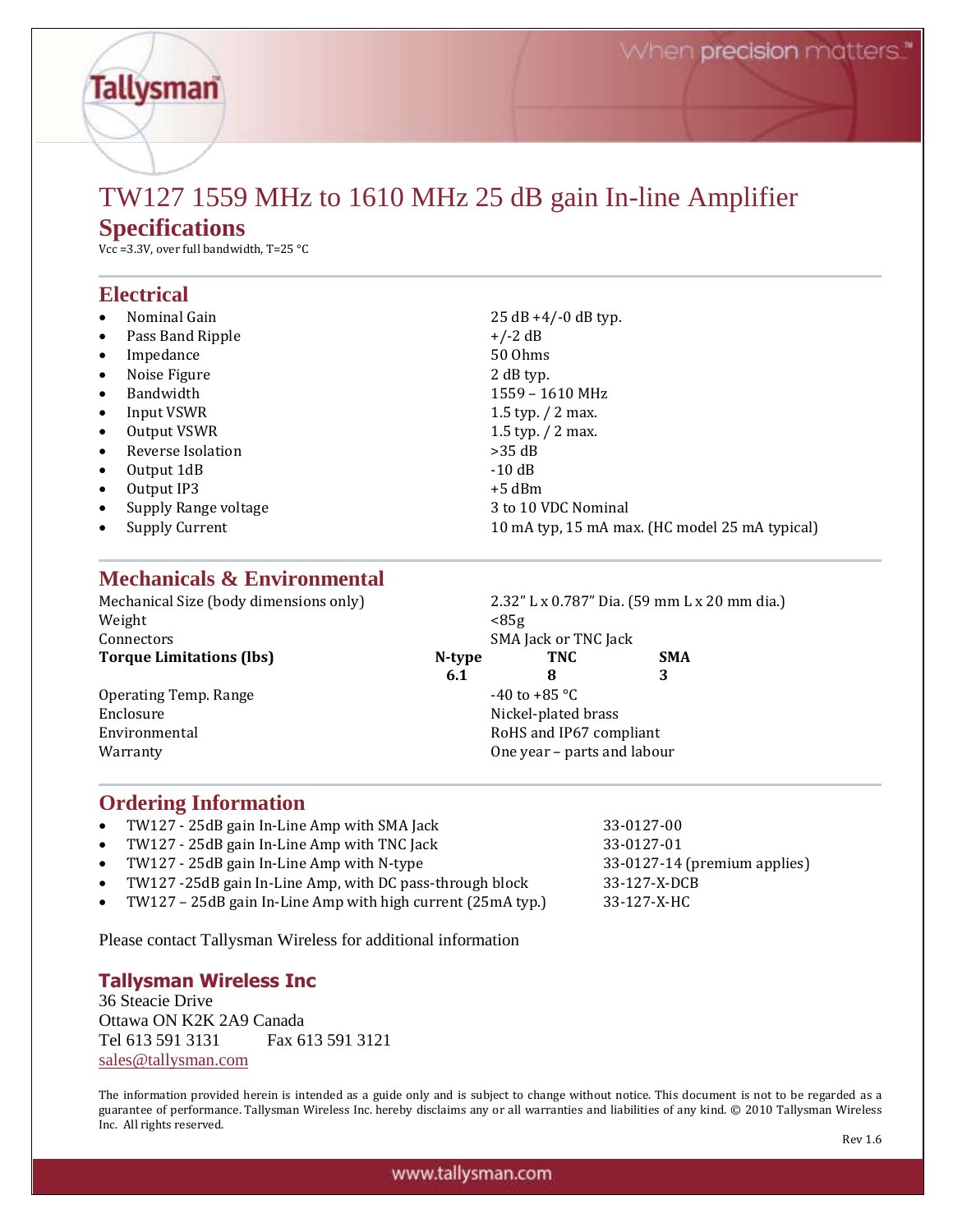# TW127 1559 MHz to 1610 MHz 25 dB gain In-line Amplifier

## Specifications

Vcc =3.3V, over full bandwidth, T=25 °C

## Electrical

| | |
|---|---|
| • Nominal Gain | 25 dB +4/-0 dB typ. |
| • Pass Band Ripple | +/-2 dB |
| • Impedance | 50 Ohms |
| • Noise Figure | 2 dB typ. |
| • Bandwidth | 1559 – 1610 MHz |
| • Input VSWR | 1.5 typ. / 2 max. |
| • Output VSWR | 1.5 typ. / 2 max. |
| • Reverse Isolation | >35 dB |
| • Output 1dB | -10 dB |
| • Output IP3 | +5 dBm |
| • Supply Range voltage | 3 to 10 VDC Nominal |
| • Supply Current | 10 mA typ, 15 mA max. (HC model 25 mA typical) |

## Mechanicals & Environmental

| | | | |
|---|---|---|---|
| Mechanical Size (body dimensions only) | 2.32" L x 0.787" Dia. (59 mm L x 20 mm dia.) | | |
| Weight | <85g | | |
| Connectors | SMA Jack or TNC Jack | | |
| **Torque Limitations (lbs)** | **N-type** | **TNC** | **SMA** |
| | **6.1** | **8** | **3** |
| Operating Temp. Range | -40 to +85 °C | | |
| Enclosure | Nickel-plated brass | | |
| Environmental | RoHS and IP67 compliant | | |
| Warranty | One year – parts and labour | | |

## Ordering Information

| | |
|---|---|
| • TW127 - 25dB gain In-Line Amp with SMA Jack | 33-0127-00 |
| • TW127 - 25dB gain In-Line Amp with TNC Jack | 33-0127-01 |
| • TW127 - 25dB gain In-Line Amp with N-type | 33-0127-14 (premium applies) |
| • TW127 -25dB gain In-Line Amp, with DC pass-through block | 33-127-X-DCB |
| • TW127 – 25dB gain In-Line Amp with high current (25mA typ.) | 33-127-X-HC |

Please contact Tallysman Wireless for additional information

### Tallysman Wireless Inc

36 Steacie Drive
Ottawa ON K2K 2A9 Canada
Tel 613 591 3131 Fax 613 591 3121
sales@tallysman.com

The information provided herein is intended as a guide only and is subject to change without notice. This document is not to be regarded as a guarantee of performance. Tallysman Wireless Inc. hereby disclaims any or all warranties and liabilities of any kind. © 2010 Tallysman Wireless Inc. All rights reserved.

Rev 1.6